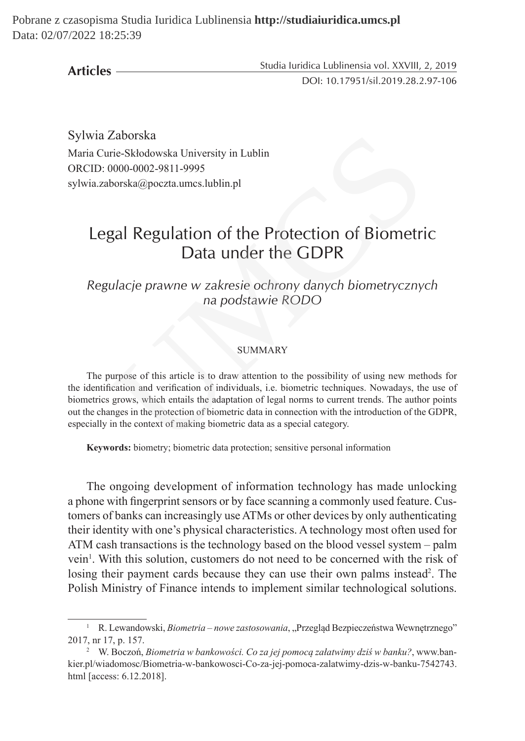Articles

Sylwia Zaborska
Maria Curie-Skłodowska University in Lublin
ORCID: 0000-0002-9811-9995
sylwia.zaborska@poczta.umcs.lublin.pl

# Legal Regulation of the Protection of Biometric Data under the GDPR

*Regulacje prawne w zakresie ochrony danych biometrycznych na podstawie RODO*

## SUMMARY

The purpose of this article is to draw attention to the possibility of using new methods for the identification and verification of individuals, i.e. biometric techniques. Nowadays, the use of biometrics grows, which entails the adaptation of legal norms to current trends. The author points out the changes in the protection of biometric data in connection with the introduction of the GDPR, especially in the context of making biometric data as a special category.

**Keywords:** biometry; biometric data protection; sensitive personal information

The ongoing development of information technology has made unlocking a phone with fingerprint sensors or by face scanning a commonly used feature. Customers of banks can increasingly use ATMs or other devices by only authenticating their identity with one's physical characteristics. A technology most often used for ATM cash transactions is the technology based on the blood vessel system – palm vein[1]. With this solution, customers do not need to be concerned with the risk of losing their payment cards because they can use their own palms instead[2]. The Polish Ministry of Finance intends to implement similar technological solutions.

---

[1] R. Lewandowski, *Biometria – nowe zastosowania*, „Przegląd Bezpieczeństwa Wewnętrznego" 2017, nr 17, p. 157.

[2] W. Boczoń, *Biometria w bankowości. Co za jej pomocą załatwimy dziś w banku?*, www.bankier.pl/wiadomosc/Biometria-w-bankowosci-Co-za-jej-pomoca-zalatwimy-dzis-w-banku-7542743.html [access: 6.12.2018].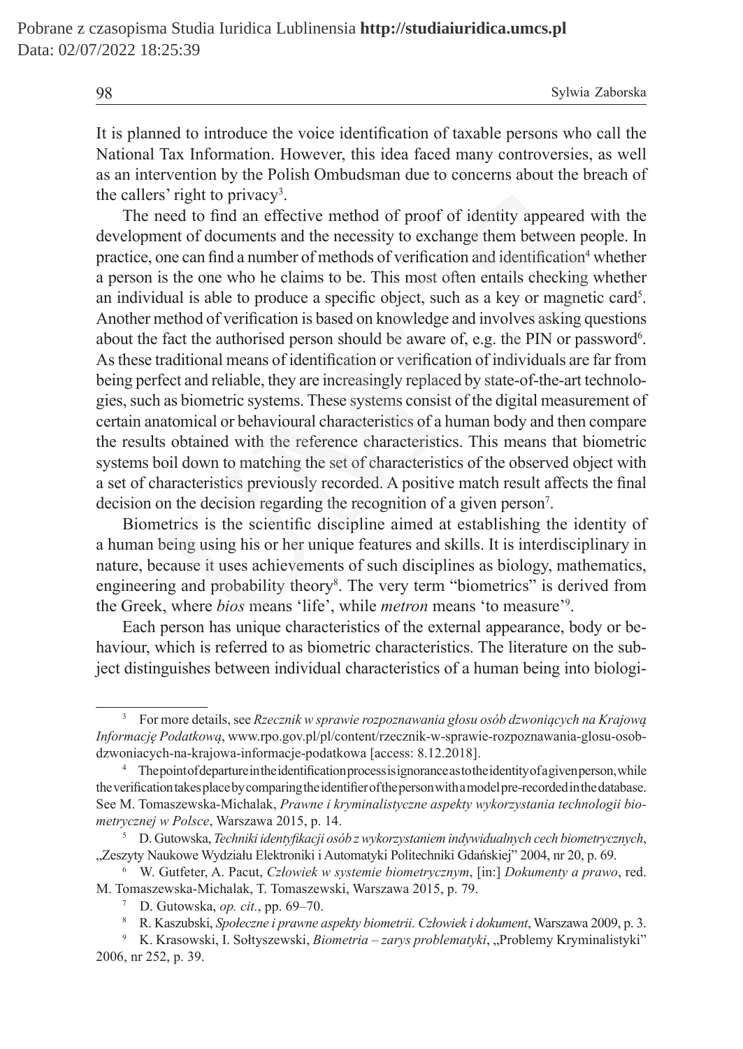It is planned to introduce the voice identification of taxable persons who call the National Tax Information. However, this idea faced many controversies, as well as an intervention by the Polish Ombudsman due to concerns about the breach of the callers' right to privacy[3].

The need to find an effective method of proof of identity appeared with the development of documents and the necessity to exchange them between people. In practice, one can find a number of methods of verification and identification[4] whether a person is the one who he claims to be. This most often entails checking whether an individual is able to produce a specific object, such as a key or magnetic card[5]. Another method of verification is based on knowledge and involves asking questions about the fact the authorised person should be aware of, e.g. the PIN or password[6]. As these traditional means of identification or verification of individuals are far from being perfect and reliable, they are increasingly replaced by state-of-the-art technologies, such as biometric systems. These systems consist of the digital measurement of certain anatomical or behavioural characteristics of a human body and then compare the results obtained with the reference characteristics. This means that biometric systems boil down to matching the set of characteristics of the observed object with a set of characteristics previously recorded. A positive match result affects the final decision on the decision regarding the recognition of a given person[7].

Biometrics is the scientific discipline aimed at establishing the identity of a human being using his or her unique features and skills. It is interdisciplinary in nature, because it uses achievements of such disciplines as biology, mathematics, engineering and probability theory[8]. The very term "biometrics" is derived from the Greek, where *bios* means 'life', while *metron* means 'to measure'[9].

Each person has unique characteristics of the external appearance, body or behaviour, which is referred to as biometric characteristics. The literature on the subject distinguishes between individual characteristics of a human being into biologi-

---

[3] For more details, see *Rzecznik w sprawie rozpoznawania głosu osób dzwoniących na Krajową Informację Podatkową*, www.rpo.gov.pl/pl/content/rzecznik-w-sprawie-rozpoznawania-glosu-osob-dzwoniacych-na-krajowa-informacje-podatkowa [access: 8.12.2018].

[4] The point of departure in the identification process is ignorance as to the identity of a given person, while the verification takes place by comparing the identifier of the person with a model pre-recorded in the database. See M. Tomaszewska-Michalak, *Prawne i kryminalistyczne aspekty wykorzystania technologii biometrycznej w Polsce*, Warszawa 2015, p. 14.

[5] D. Gutowska, *Techniki identyfikacji osób z wykorzystaniem indywidualnych cech biometrycznych*, „Zeszyty Naukowe Wydziału Elektroniki i Automatyki Politechniki Gdańskiej" 2004, nr 20, p. 69.

[6] W. Gutfeter, A. Pacut, *Człowiek w systemie biometrycznym*, [in:] *Dokumenty a prawo*, red. M. Tomaszewska-Michalak, T. Tomaszewski, Warszawa 2015, p. 79.

[7] D. Gutowska, *op. cit.*, pp. 69–70.

[8] R. Kaszubski, *Społeczne i prawne aspekty biometrii. Człowiek i dokument*, Warszawa 2009, p. 3.

[9] K. Krasowski, I. Sołtyszewski, *Biometria – zarys problematyki*, „Problemy Kryminalistyki" 2006, nr 252, p. 39.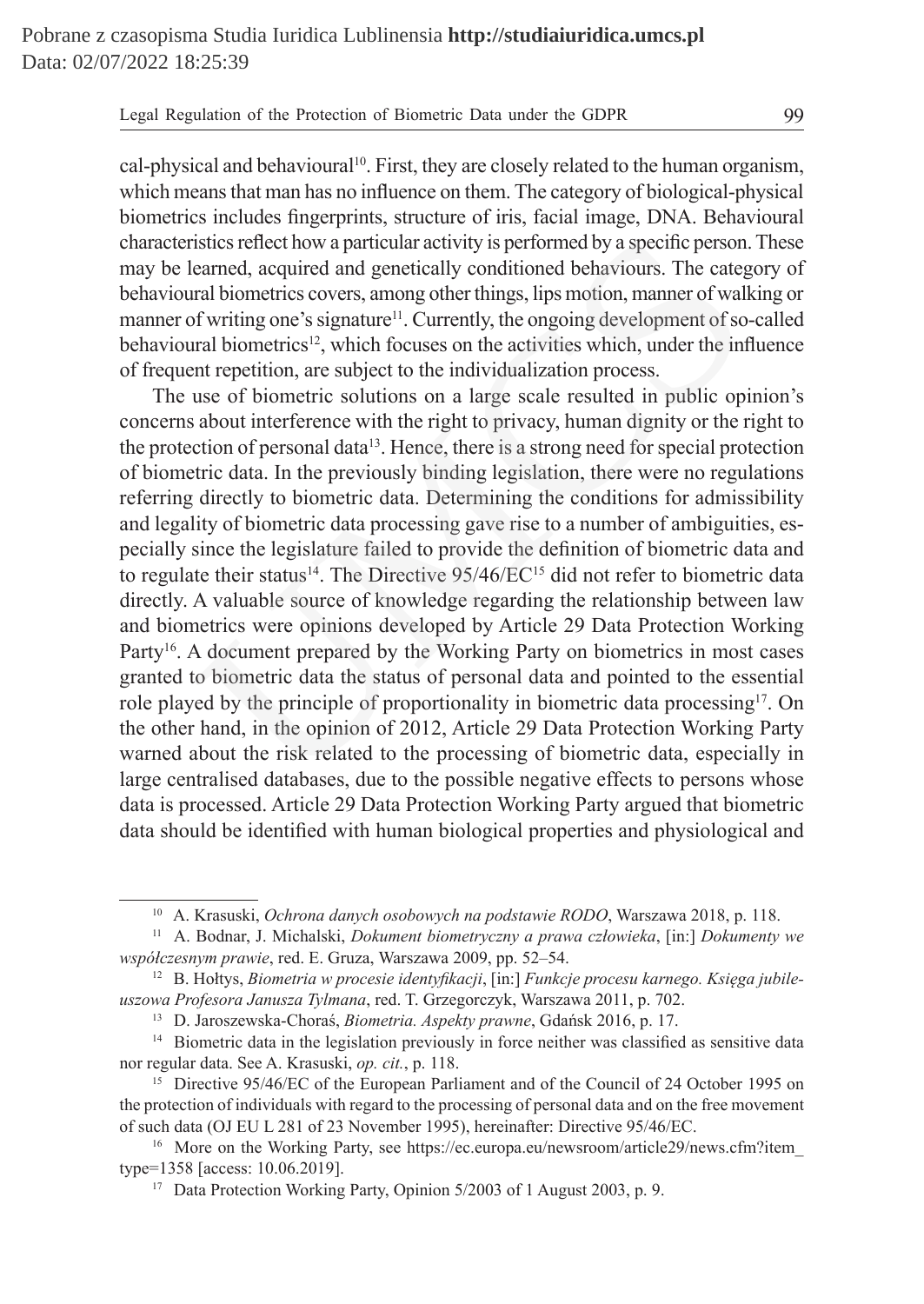cal-physical and behavioural[10]. First, they are closely related to the human organism, which means that man has no influence on them. The category of biological-physical biometrics includes fingerprints, structure of iris, facial image, DNA. Behavioural characteristics reflect how a particular activity is performed by a specific person. These may be learned, acquired and genetically conditioned behaviours. The category of behavioural biometrics covers, among other things, lips motion, manner of walking or manner of writing one's signature[11]. Currently, the ongoing development of so-called behavioural biometrics[12], which focuses on the activities which, under the influence of frequent repetition, are subject to the individualization process.

The use of biometric solutions on a large scale resulted in public opinion's concerns about interference with the right to privacy, human dignity or the right to the protection of personal data[13]. Hence, there is a strong need for special protection of biometric data. In the previously binding legislation, there were no regulations referring directly to biometric data. Determining the conditions for admissibility and legality of biometric data processing gave rise to a number of ambiguities, especially since the legislature failed to provide the definition of biometric data and to regulate their status[14]. The Directive 95/46/EC[15] did not refer to biometric data directly. A valuable source of knowledge regarding the relationship between law and biometrics were opinions developed by Article 29 Data Protection Working Party[16]. A document prepared by the Working Party on biometrics in most cases granted to biometric data the status of personal data and pointed to the essential role played by the principle of proportionality in biometric data processing[17]. On the other hand, in the opinion of 2012, Article 29 Data Protection Working Party warned about the risk related to the processing of biometric data, especially in large centralised databases, due to the possible negative effects to persons whose data is processed. Article 29 Data Protection Working Party argued that biometric data should be identified with human biological properties and physiological and

---

[10] A. Krasuski, *Ochrona danych osobowych na podstawie RODO*, Warszawa 2018, p. 118.

[11] A. Bodnar, J. Michalski, *Dokument biometryczny a prawa człowieka*, [in:] *Dokumenty we współczesnym prawie*, red. E. Gruza, Warszawa 2009, pp. 52–54.

[12] B. Hołtys, *Biometria w procesie identyfikacji*, [in:] *Funkcje procesu karnego. Księga jubileuszowa Profesora Janusza Tylmana*, red. T. Grzegorczyk, Warszawa 2011, p. 702.

[13] D. Jaroszewska-Choraś, *Biometria. Aspekty prawne*, Gdańsk 2016, p. 17.

[14] Biometric data in the legislation previously in force neither was classified as sensitive data nor regular data. See A. Krasuski, *op. cit.*, p. 118.

[15] Directive 95/46/EC of the European Parliament and of the Council of 24 October 1995 on the protection of individuals with regard to the processing of personal data and on the free movement of such data (OJ EU L 281 of 23 November 1995), hereinafter: Directive 95/46/EC.

[16] More on the Working Party, see https://ec.europa.eu/newsroom/article29/news.cfm?item_type=1358 [access: 10.06.2019].

[17] Data Protection Working Party, Opinion 5/2003 of 1 August 2003, p. 9.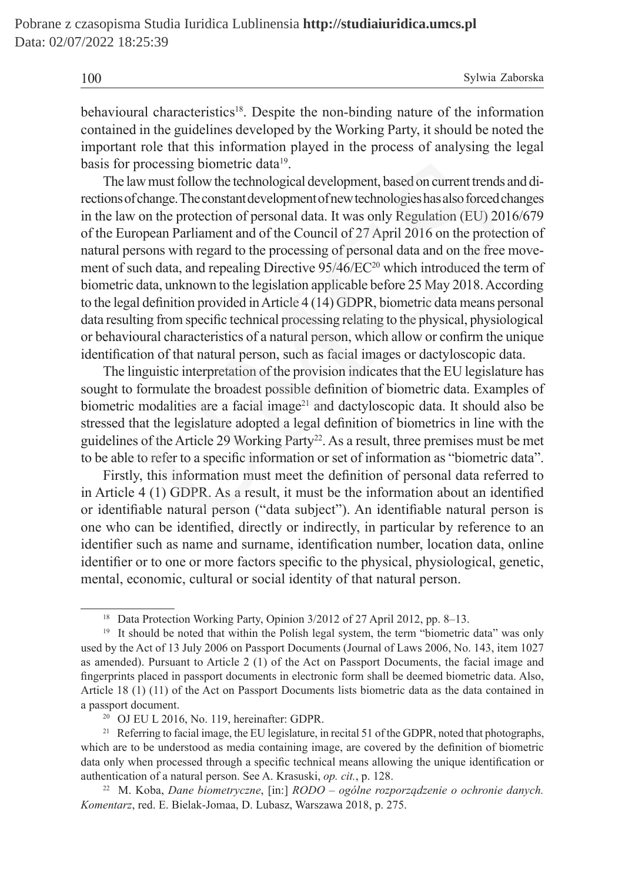behavioural characteristics[18]. Despite the non-binding nature of the information contained in the guidelines developed by the Working Party, it should be noted the important role that this information played in the process of analysing the legal basis for processing biometric data[19].

The law must follow the technological development, based on current trends and directions of change. The constant development of new technologies has also forced changes in the law on the protection of personal data. It was only Regulation (EU) 2016/679 of the European Parliament and of the Council of 27 April 2016 on the protection of natural persons with regard to the processing of personal data and on the free movement of such data, and repealing Directive 95/46/EC[20] which introduced the term of biometric data, unknown to the legislation applicable before 25 May 2018. According to the legal definition provided in Article 4 (14) GDPR, biometric data means personal data resulting from specific technical processing relating to the physical, physiological or behavioural characteristics of a natural person, which allow or confirm the unique identification of that natural person, such as facial images or dactyloscopic data.

The linguistic interpretation of the provision indicates that the EU legislature has sought to formulate the broadest possible definition of biometric data. Examples of biometric modalities are a facial image[21] and dactyloscopic data. It should also be stressed that the legislature adopted a legal definition of biometrics in line with the guidelines of the Article 29 Working Party[22]. As a result, three premises must be met to be able to refer to a specific information or set of information as "biometric data".

Firstly, this information must meet the definition of personal data referred to in Article 4 (1) GDPR. As a result, it must be the information about an identified or identifiable natural person ("data subject"). An identifiable natural person is one who can be identified, directly or indirectly, in particular by reference to an identifier such as name and surname, identification number, location data, online identifier or to one or more factors specific to the physical, physiological, genetic, mental, economic, cultural or social identity of that natural person.

---

[18] Data Protection Working Party, Opinion 3/2012 of 27 April 2012, pp. 8–13.

[19] It should be noted that within the Polish legal system, the term "biometric data" was only used by the Act of 13 July 2006 on Passport Documents (Journal of Laws 2006, No. 143, item 1027 as amended). Pursuant to Article 2 (1) of the Act on Passport Documents, the facial image and fingerprints placed in passport documents in electronic form shall be deemed biometric data. Also, Article 18 (1) (11) of the Act on Passport Documents lists biometric data as the data contained in a passport document.

[20] OJ EU L 2016, No. 119, hereinafter: GDPR.

[21] Referring to facial image, the EU legislature, in recital 51 of the GDPR, noted that photographs, which are to be understood as media containing image, are covered by the definition of biometric data only when processed through a specific technical means allowing the unique identification or authentication of a natural person. See A. Krasuski, *op. cit.*, p. 128.

[22] M. Koba, *Dane biometryczne*, [in:] *RODO – ogólne rozporządzenie o ochronie danych. Komentarz*, red. E. Bielak-Jomaa, D. Lubasz, Warszawa 2018, p. 275.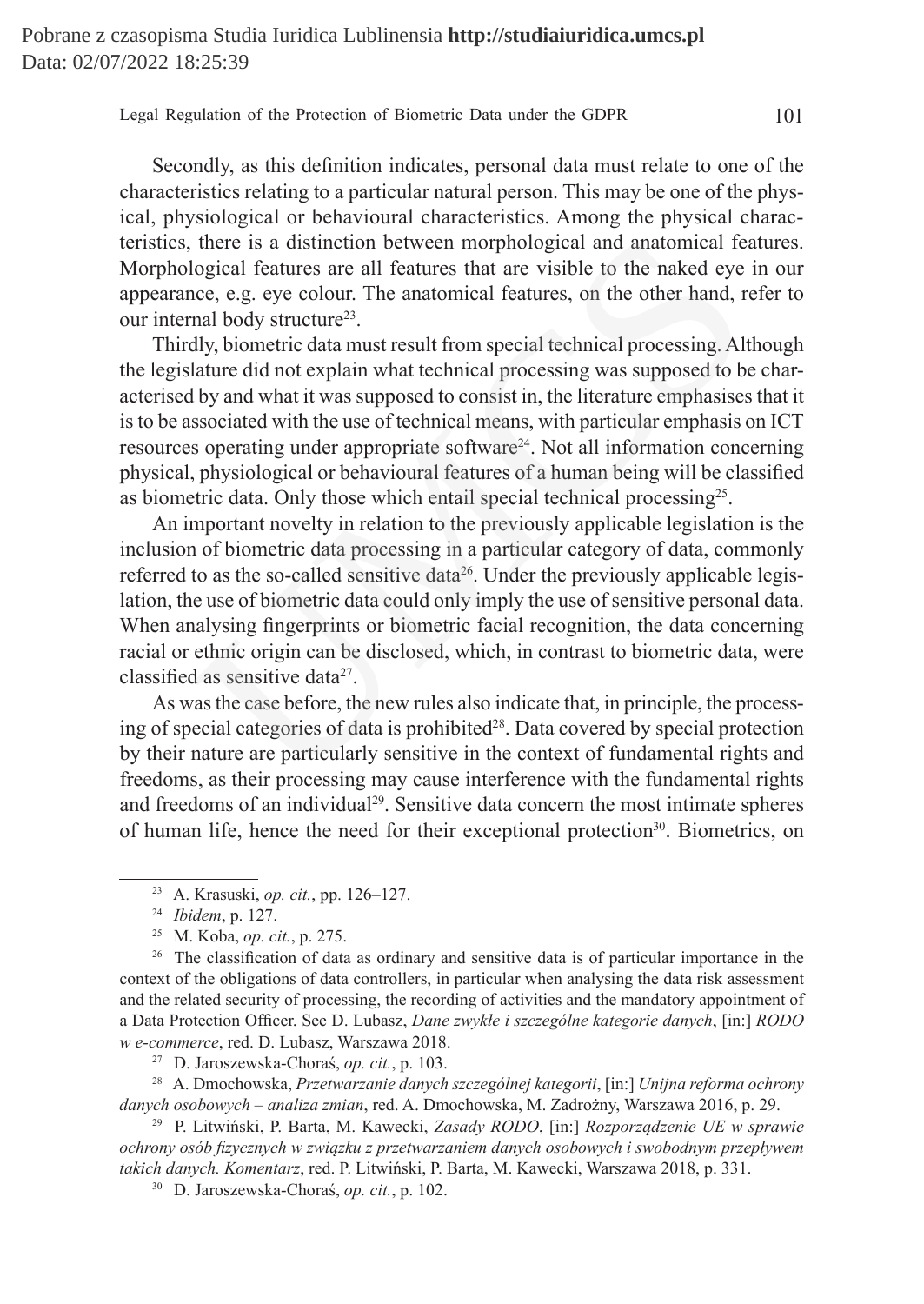Secondly, as this definition indicates, personal data must relate to one of the characteristics relating to a particular natural person. This may be one of the physical, physiological or behavioural characteristics. Among the physical characteristics, there is a distinction between morphological and anatomical features. Morphological features are all features that are visible to the naked eye in our appearance, e.g. eye colour. The anatomical features, on the other hand, refer to our internal body structure[23].

Thirdly, biometric data must result from special technical processing. Although the legislature did not explain what technical processing was supposed to be characterised by and what it was supposed to consist in, the literature emphasises that it is to be associated with the use of technical means, with particular emphasis on ICT resources operating under appropriate software[24]. Not all information concerning physical, physiological or behavioural features of a human being will be classified as biometric data. Only those which entail special technical processing[25].

An important novelty in relation to the previously applicable legislation is the inclusion of biometric data processing in a particular category of data, commonly referred to as the so-called sensitive data[26]. Under the previously applicable legislation, the use of biometric data could only imply the use of sensitive personal data. When analysing fingerprints or biometric facial recognition, the data concerning racial or ethnic origin can be disclosed, which, in contrast to biometric data, were classified as sensitive data[27].

As was the case before, the new rules also indicate that, in principle, the processing of special categories of data is prohibited[28]. Data covered by special protection by their nature are particularly sensitive in the context of fundamental rights and freedoms, as their processing may cause interference with the fundamental rights and freedoms of an individual[29]. Sensitive data concern the most intimate spheres of human life, hence the need for their exceptional protection[30]. Biometrics, on

---

[23] A. Krasuski, *op. cit.*, pp. 126–127.

[24] *Ibidem*, p. 127.

[25] M. Koba, *op. cit.*, p. 275.

[26] The classification of data as ordinary and sensitive data is of particular importance in the context of the obligations of data controllers, in particular when analysing the data risk assessment and the related security of processing, the recording of activities and the mandatory appointment of a Data Protection Officer. See D. Lubasz, *Dane zwykłe i szczególne kategorie danych*, [in:] *RODO w e-commerce*, red. D. Lubasz, Warszawa 2018.

[27] D. Jaroszewska-Choraś, *op. cit.*, p. 103.

[28] A. Dmochowska, *Przetwarzanie danych szczególnej kategorii*, [in:] *Unijna reforma ochrony danych osobowych – analiza zmian*, red. A. Dmochowska, M. Zadrożny, Warszawa 2016, p. 29.

[29] P. Litwiński, P. Barta, M. Kawecki, *Zasady RODO*, [in:] *Rozporządzenie UE w sprawie ochrony osób fizycznych w związku z przetwarzaniem danych osobowych i swobodnym przepływem takich danych. Komentarz*, red. P. Litwiński, P. Barta, M. Kawecki, Warszawa 2018, p. 331.

[30] D. Jaroszewska-Choraś, *op. cit.*, p. 102.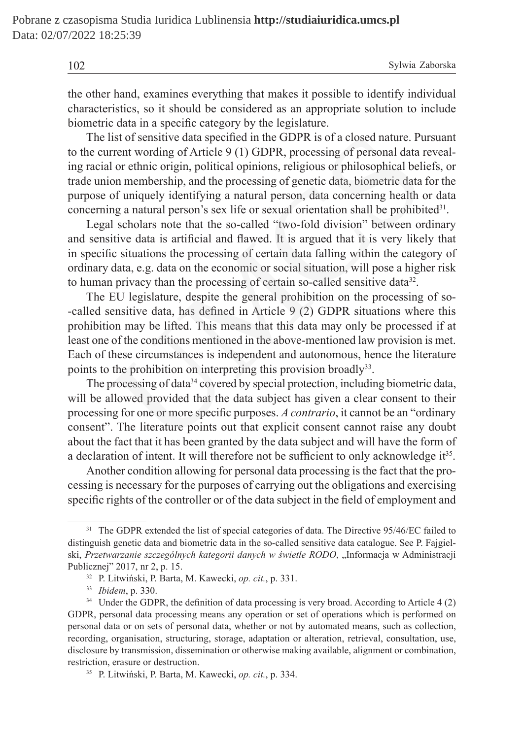the other hand, examines everything that makes it possible to identify individual characteristics, so it should be considered as an appropriate solution to include biometric data in a specific category by the legislature.

The list of sensitive data specified in the GDPR is of a closed nature. Pursuant to the current wording of Article 9 (1) GDPR, processing of personal data revealing racial or ethnic origin, political opinions, religious or philosophical beliefs, or trade union membership, and the processing of genetic data, biometric data for the purpose of uniquely identifying a natural person, data concerning health or data concerning a natural person's sex life or sexual orientation shall be prohibited[31].

Legal scholars note that the so-called "two-fold division" between ordinary and sensitive data is artificial and flawed. It is argued that it is very likely that in specific situations the processing of certain data falling within the category of ordinary data, e.g. data on the economic or social situation, will pose a higher risk to human privacy than the processing of certain so-called sensitive data[32].

The EU legislature, despite the general prohibition on the processing of so-called sensitive data, has defined in Article 9 (2) GDPR situations where this prohibition may be lifted. This means that this data may only be processed if at least one of the conditions mentioned in the above-mentioned law provision is met. Each of these circumstances is independent and autonomous, hence the literature points to the prohibition on interpreting this provision broadly[33].

The processing of data[34] covered by special protection, including biometric data, will be allowed provided that the data subject has given a clear consent to their processing for one or more specific purposes. *A contrario*, it cannot be an "ordinary consent". The literature points out that explicit consent cannot raise any doubt about the fact that it has been granted by the data subject and will have the form of a declaration of intent. It will therefore not be sufficient to only acknowledge it[35].

Another condition allowing for personal data processing is the fact that the processing is necessary for the purposes of carrying out the obligations and exercising specific rights of the controller or of the data subject in the field of employment and

---

[31] The GDPR extended the list of special categories of data. The Directive 95/46/EC failed to distinguish genetic data and biometric data in the so-called sensitive data catalogue. See P. Fajgielski, *Przetwarzanie szczególnych kategorii danych w świetle RODO*, „Informacja w Administracji Publicznej" 2017, nr 2, p. 15.

[32] P. Litwiński, P. Barta, M. Kawecki, *op. cit.*, p. 331.

[33] *Ibidem*, p. 330.

[34] Under the GDPR, the definition of data processing is very broad. According to Article 4 (2) GDPR, personal data processing means any operation or set of operations which is performed on personal data or on sets of personal data, whether or not by automated means, such as collection, recording, organisation, structuring, storage, adaptation or alteration, retrieval, consultation, use, disclosure by transmission, dissemination or otherwise making available, alignment or combination, restriction, erasure or destruction.

[35] P. Litwiński, P. Barta, M. Kawecki, *op. cit.*, p. 334.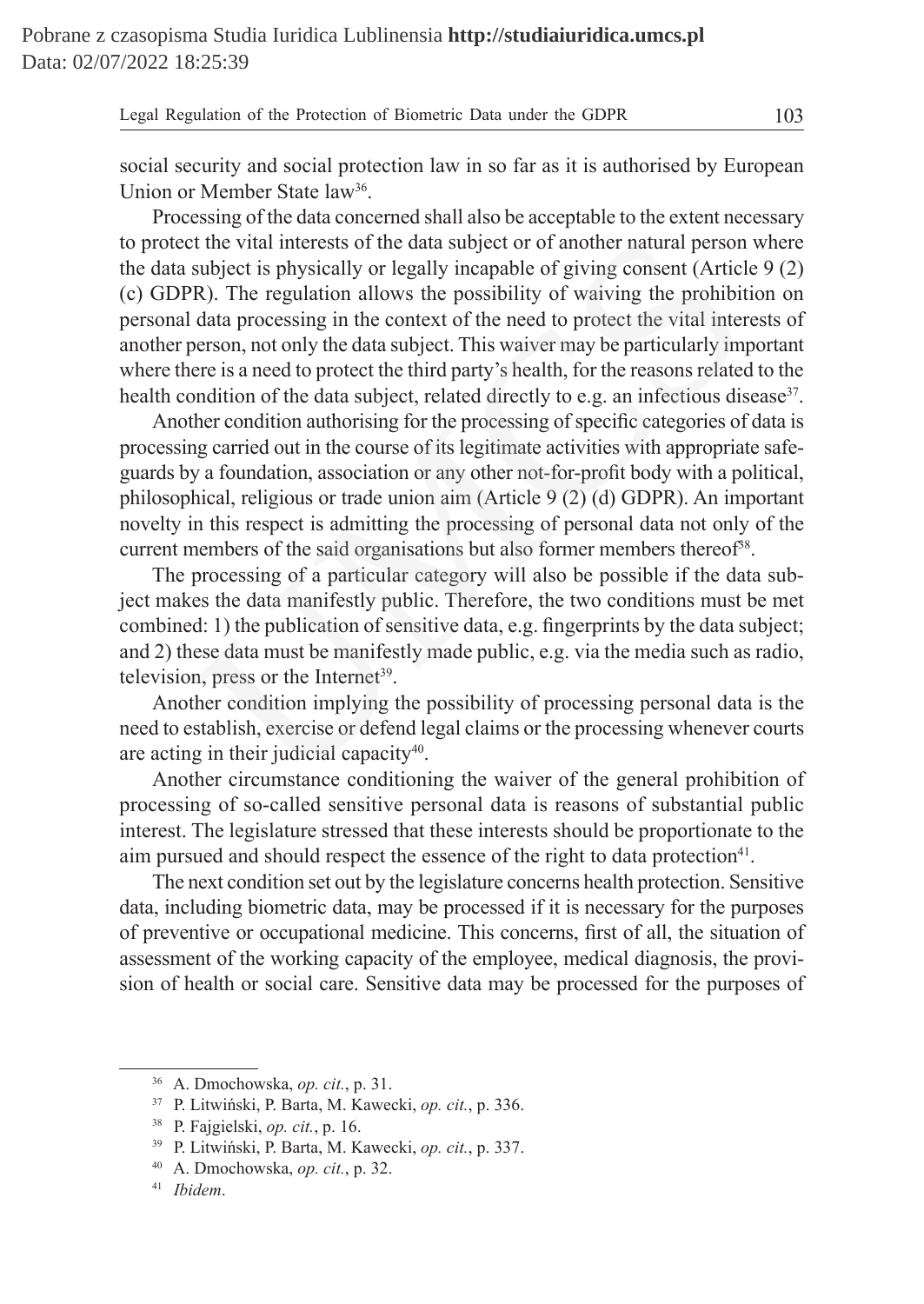social security and social protection law in so far as it is authorised by European Union or Member State law[36].

Processing of the data concerned shall also be acceptable to the extent necessary to protect the vital interests of the data subject or of another natural person where the data subject is physically or legally incapable of giving consent (Article 9 (2) (c) GDPR). The regulation allows the possibility of waiving the prohibition on personal data processing in the context of the need to protect the vital interests of another person, not only the data subject. This waiver may be particularly important where there is a need to protect the third party's health, for the reasons related to the health condition of the data subject, related directly to e.g. an infectious disease[37].

Another condition authorising for the processing of specific categories of data is processing carried out in the course of its legitimate activities with appropriate safeguards by a foundation, association or any other not-for-profit body with a political, philosophical, religious or trade union aim (Article 9 (2) (d) GDPR). An important novelty in this respect is admitting the processing of personal data not only of the current members of the said organisations but also former members thereof[38].

The processing of a particular category will also be possible if the data subject makes the data manifestly public. Therefore, the two conditions must be met combined: 1) the publication of sensitive data, e.g. fingerprints by the data subject; and 2) these data must be manifestly made public, e.g. via the media such as radio, television, press or the Internet[39].

Another condition implying the possibility of processing personal data is the need to establish, exercise or defend legal claims or the processing whenever courts are acting in their judicial capacity[40].

Another circumstance conditioning the waiver of the general prohibition of processing of so-called sensitive personal data is reasons of substantial public interest. The legislature stressed that these interests should be proportionate to the aim pursued and should respect the essence of the right to data protection[41].

The next condition set out by the legislature concerns health protection. Sensitive data, including biometric data, may be processed if it is necessary for the purposes of preventive or occupational medicine. This concerns, first of all, the situation of assessment of the working capacity of the employee, medical diagnosis, the provision of health or social care. Sensitive data may be processed for the purposes of

---

[36] A. Dmochowska, *op. cit.*, p. 31.

[37] P. Litwiński, P. Barta, M. Kawecki, *op. cit.*, p. 336.

[38] P. Fajgielski, *op. cit.*, p. 16.

[39] P. Litwiński, P. Barta, M. Kawecki, *op. cit.*, p. 337.

[40] A. Dmochowska, *op. cit.*, p. 32.

[41] *Ibidem*.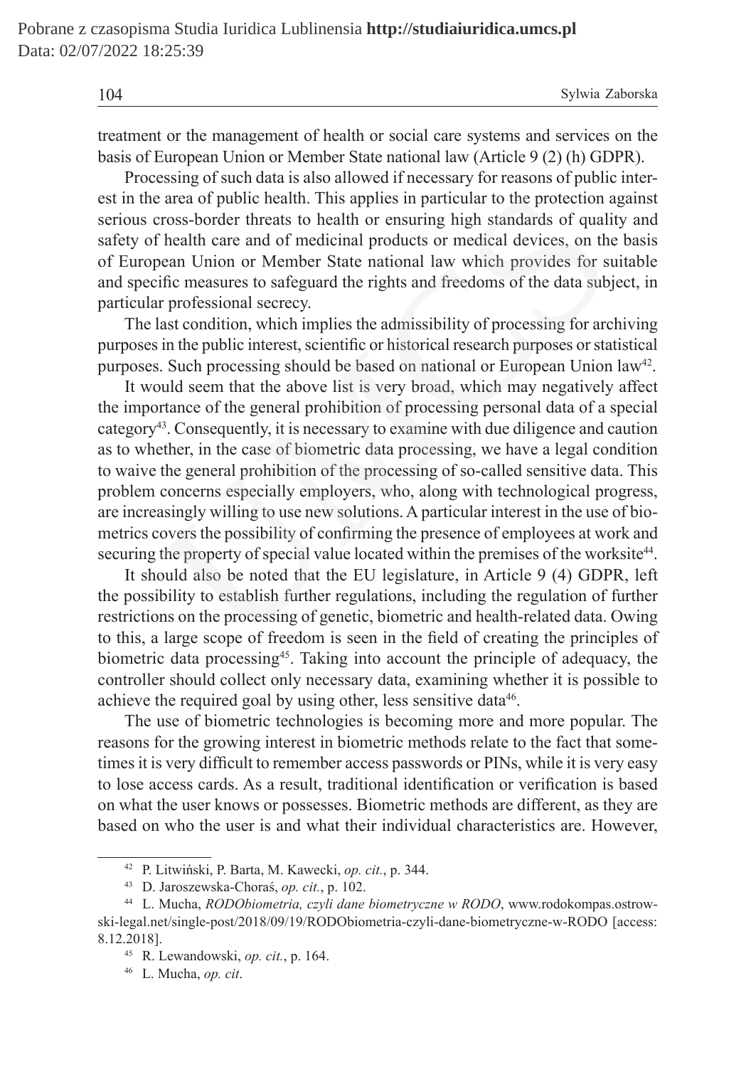treatment or the management of health or social care systems and services on the basis of European Union or Member State national law (Article 9 (2) (h) GDPR).

Processing of such data is also allowed if necessary for reasons of public interest in the area of public health. This applies in particular to the protection against serious cross-border threats to health or ensuring high standards of quality and safety of health care and of medicinal products or medical devices, on the basis of European Union or Member State national law which provides for suitable and specific measures to safeguard the rights and freedoms of the data subject, in particular professional secrecy.

The last condition, which implies the admissibility of processing for archiving purposes in the public interest, scientific or historical research purposes or statistical purposes. Such processing should be based on national or European Union law[42].

It would seem that the above list is very broad, which may negatively affect the importance of the general prohibition of processing personal data of a special category[43]. Consequently, it is necessary to examine with due diligence and caution as to whether, in the case of biometric data processing, we have a legal condition to waive the general prohibition of the processing of so-called sensitive data. This problem concerns especially employers, who, along with technological progress, are increasingly willing to use new solutions. A particular interest in the use of biometrics covers the possibility of confirming the presence of employees at work and securing the property of special value located within the premises of the worksite[44].

It should also be noted that the EU legislature, in Article 9 (4) GDPR, left the possibility to establish further regulations, including the regulation of further restrictions on the processing of genetic, biometric and health-related data. Owing to this, a large scope of freedom is seen in the field of creating the principles of biometric data processing[45]. Taking into account the principle of adequacy, the controller should collect only necessary data, examining whether it is possible to achieve the required goal by using other, less sensitive data[46].

The use of biometric technologies is becoming more and more popular. The reasons for the growing interest in biometric methods relate to the fact that sometimes it is very difficult to remember access passwords or PINs, while it is very easy to lose access cards. As a result, traditional identification or verification is based on what the user knows or possesses. Biometric methods are different, as they are based on who the user is and what their individual characteristics are. However,

---

[42] P. Litwiński, P. Barta, M. Kawecki, *op. cit.*, p. 344.

[43] D. Jaroszewska-Choraś, *op. cit.*, p. 102.

[44] L. Mucha, *RODObiometria, czyli dane biometryczne w RODO*, www.rodokompas.ostrowski-legal.net/single-post/2018/09/19/RODObiometria-czyli-dane-biometryczne-w-RODO [access: 8.12.2018].

[45] R. Lewandowski, *op. cit.*, p. 164.

[46] L. Mucha, *op. cit*.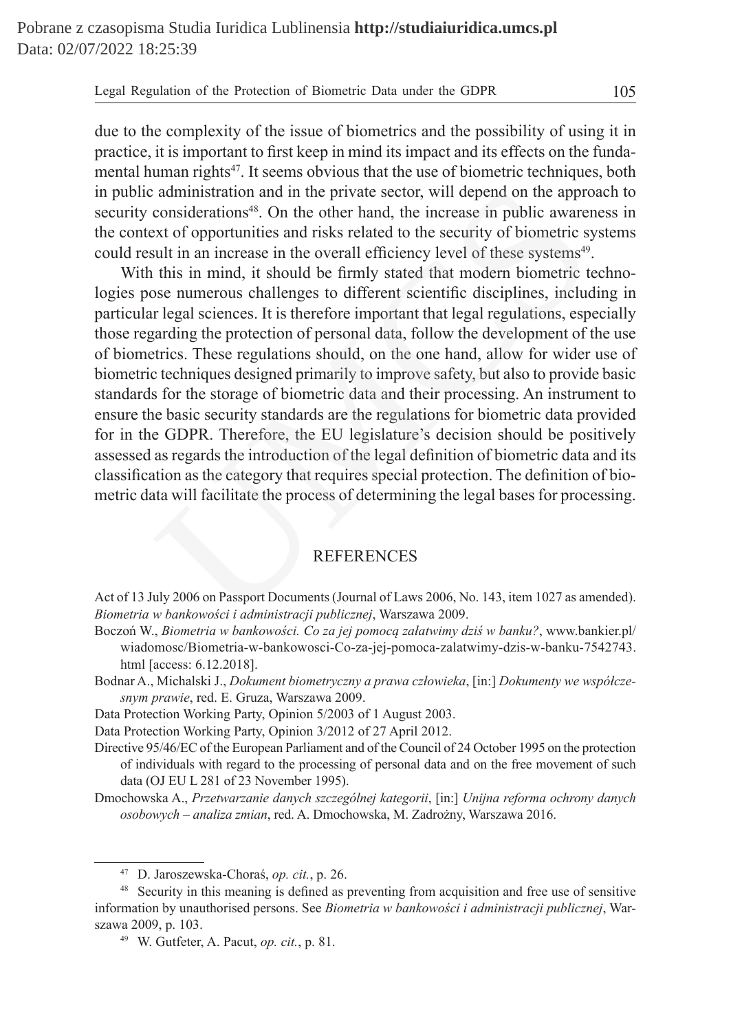due to the complexity of the issue of biometrics and the possibility of using it in practice, it is important to first keep in mind its impact and its effects on the fundamental human rights[47]. It seems obvious that the use of biometric techniques, both in public administration and in the private sector, will depend on the approach to security considerations[48]. On the other hand, the increase in public awareness in the context of opportunities and risks related to the security of biometric systems could result in an increase in the overall efficiency level of these systems[49].

With this in mind, it should be firmly stated that modern biometric technologies pose numerous challenges to different scientific disciplines, including in particular legal sciences. It is therefore important that legal regulations, especially those regarding the protection of personal data, follow the development of the use of biometrics. These regulations should, on the one hand, allow for wider use of biometric techniques designed primarily to improve safety, but also to provide basic standards for the storage of biometric data and their processing. An instrument to ensure the basic security standards are the regulations for biometric data provided for in the GDPR. Therefore, the EU legislature's decision should be positively assessed as regards the introduction of the legal definition of biometric data and its classification as the category that requires special protection. The definition of biometric data will facilitate the process of determining the legal bases for processing.

## REFERENCES

Act of 13 July 2006 on Passport Documents (Journal of Laws 2006, No. 143, item 1027 as amended).

*Biometria w bankowości i administracji publicznej*, Warszawa 2009.

Boczoń W., *Biometria w bankowości. Co za jej pomocą załatwimy dziś w banku?*, www.bankier.pl/wiadomosc/Biometria-w-bankowosci-Co-za-jej-pomoca-zalatwimy-dzis-w-banku-7542743.html [access: 6.12.2018].

Bodnar A., Michalski J., *Dokument biometryczny a prawa człowieka*, [in:] *Dokumenty we współczesnym prawie*, red. E. Gruza, Warszawa 2009.

Data Protection Working Party, Opinion 5/2003 of 1 August 2003.

Data Protection Working Party, Opinion 3/2012 of 27 April 2012.

Directive 95/46/EC of the European Parliament and of the Council of 24 October 1995 on the protection of individuals with regard to the processing of personal data and on the free movement of such data (OJ EU L 281 of 23 November 1995).

Dmochowska A., *Przetwarzanie danych szczególnej kategorii*, [in:] *Unijna reforma ochrony danych osobowych – analiza zmian*, red. A. Dmochowska, M. Zadrożny, Warszawa 2016.

---

[47] D. Jaroszewska-Choraś, *op. cit.*, p. 26.

[48] Security in this meaning is defined as preventing from acquisition and free use of sensitive information by unauthorised persons. See *Biometria w bankowości i administracji publicznej*, Warszawa 2009, p. 103.

[49] W. Gutfeter, A. Pacut, *op. cit.*, p. 81.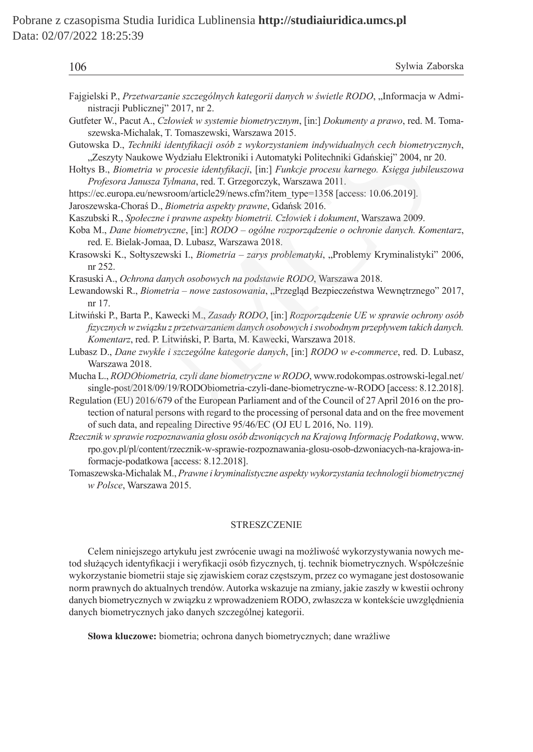Fajgielski P., *Przetwarzanie szczególnych kategorii danych w świetle RODO*, „Informacja w Administracji Publicznej" 2017, nr 2.

Gutfeter W., Pacut A., *Człowiek w systemie biometrycznym*, [in:] *Dokumenty a prawo*, red. M. Tomaszewska-Michalak, T. Tomaszewski, Warszawa 2015.

Gutowska D., *Techniki identyfikacji osób z wykorzystaniem indywidualnych cech biometrycznych*, „Zeszyty Naukowe Wydziału Elektroniki i Automatyki Politechniki Gdańskiej" 2004, nr 20.

Hołtys B., *Biometria w procesie identyfikacji*, [in:] *Funkcje procesu karnego. Księga jubileuszowa Profesora Janusza Tylmana*, red. T. Grzegorczyk, Warszawa 2011.

https://ec.europa.eu/newsroom/article29/news.cfm?item_type=1358 [access: 10.06.2019].

Jaroszewska-Choraś D., *Biometria aspekty prawne*, Gdańsk 2016.

Kaszubski R., *Społeczne i prawne aspekty biometrii. Człowiek i dokument*, Warszawa 2009.

Koba M., *Dane biometryczne*, [in:] *RODO – ogólne rozporządzenie o ochronie danych. Komentarz*, red. E. Bielak-Jomaa, D. Lubasz, Warszawa 2018.

Krasowski K., Sołtyszewski I., *Biometria – zarys problematyki*, „Problemy Kryminalistyki" 2006, nr 252.

Krasuski A., *Ochrona danych osobowych na podstawie RODO*, Warszawa 2018.

Lewandowski R., *Biometria – nowe zastosowania*, „Przegląd Bezpieczeństwa Wewnętrznego" 2017, nr 17.

Litwiński P., Barta P., Kawecki M., *Zasady RODO*, [in:] *Rozporządzenie UE w sprawie ochrony osób fizycznych w związku z przetwarzaniem danych osobowych i swobodnym przepływem takich danych. Komentarz*, red. P. Litwiński, P. Barta, M. Kawecki, Warszawa 2018.

Lubasz D., *Dane zwykłe i szczególne kategorie danych*, [in:] *RODO w e-commerce*, red. D. Lubasz, Warszawa 2018.

Mucha L., *RODObiometria, czyli dane biometryczne w RODO*, www.rodokompas.ostrowski-legal.net/single-post/2018/09/19/RODObiometria-czyli-dane-biometryczne-w-RODO [access: 8.12.2018].

Regulation (EU) 2016/679 of the European Parliament and of the Council of 27 April 2016 on the protection of natural persons with regard to the processing of personal data and on the free movement of such data, and repealing Directive 95/46/EC (OJ EU L 2016, No. 119).

*Rzecznik w sprawie rozpoznawania głosu osób dzwoniących na Krajową Informację Podatkową*, www.rpo.gov.pl/pl/content/rzecznik-w-sprawie-rozpoznawania-glosu-osob-dzwoniacych-na-krajowa-informacje-podatkowa [access: 8.12.2018].

Tomaszewska-Michalak M., *Prawne i kryminalistyczne aspekty wykorzystania technologii biometrycznej w Polsce*, Warszawa 2015.

## STRESZCZENIE

Celem niniejszego artykułu jest zwrócenie uwagi na możliwość wykorzystywania nowych metod służących identyfikacji i weryfikacji osób fizycznych, tj. technik biometrycznych. Współcześnie wykorzystanie biometrii staje się zjawiskiem coraz częstszym, przez co wymagane jest dostosowanie norm prawnych do aktualnych trendów. Autorka wskazuje na zmiany, jakie zaszły w kwestii ochrony danych biometrycznych w związku z wprowadzeniem RODO, zwłaszcza w kontekście uwzględnienia danych biometrycznych jako danych szczególnej kategorii.

**Słowa kluczowe:** biometria; ochrona danych biometrycznych; dane wrażliwe